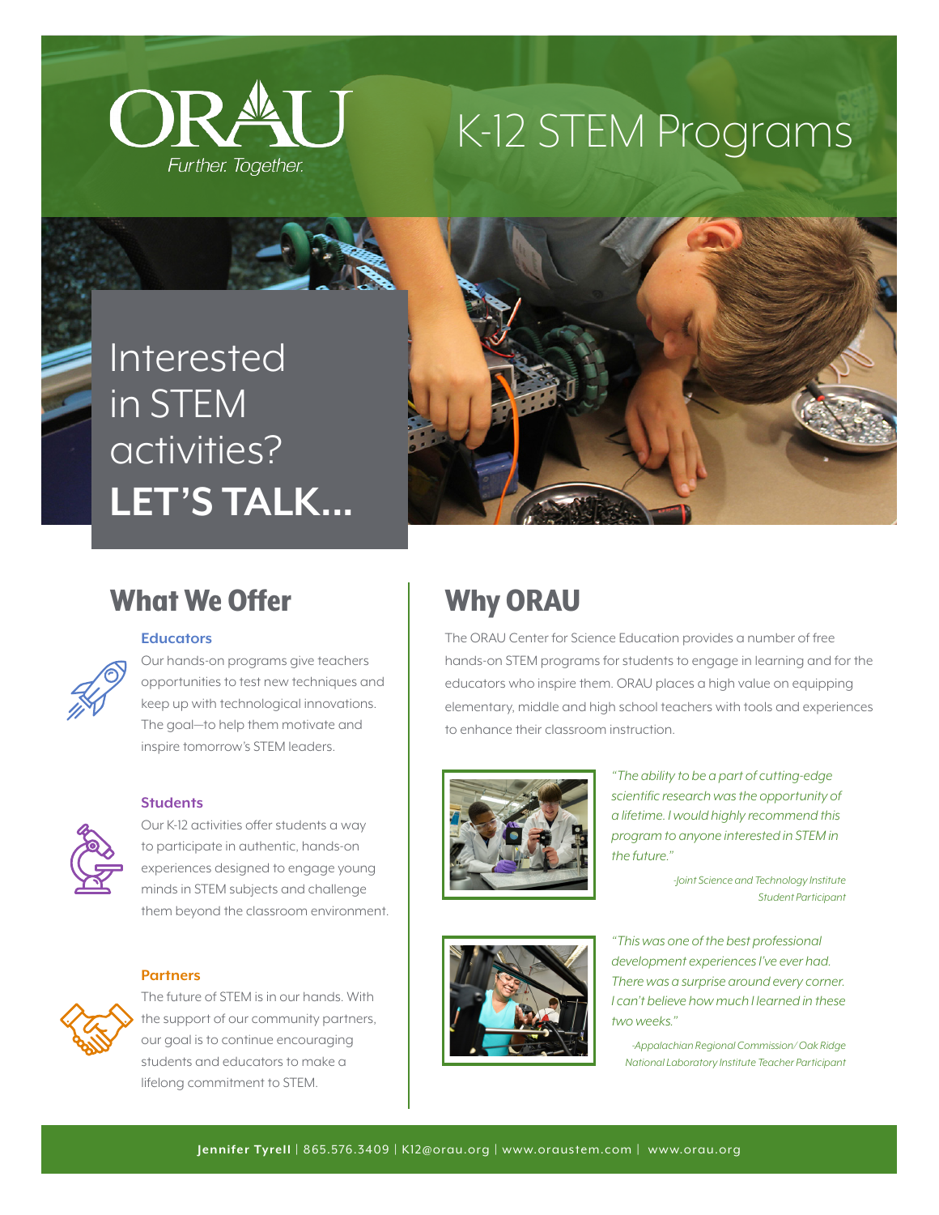ORAU

*Further. Together.*

# K-12 STEM Programs

Interested in STEM activities?

**LET'S TALK...**

## What We Offer

### Educators

Our hands-on programs give teachers opportunities to test new techniques and keep up with technological innovations. The goal—to help them motivate and inspire tomorrow's STEM leaders.

### Students

Our K-12 activities offer students a way to participate in authentic, hands-on experiences designed to engage young minds in STEM subjects and challenge them beyond the classroom environment.

### Partners

The future of STEM is in our hands. With the support of our community partners, our goal is to continue encouraging students and educators to make a lifelong commitment to STEM.

## Why ORAU

The ORAU Center for Science Education provides a number of free hands-on STEM programs for students to engage in learning and for the educators who inspire them. ORAU places a high value on equipping elementary, middle and high school teachers with tools and experiences to enhance their classroom instruction.

*"The ability to be a part of cutting-edge scientific research was the opportunity of a lifetime. I would highly recommend this program to anyone interested in STEM in the future."*

*-Joint Science and Technology Institute Student Participant*

*"This was one of the best professional development experiences I've ever had. There was a surprise around every corner. I can't believe how much I learned in these two weeks."*

*-Appalachian Regional Commission/ Oak Ridge National Laboratory Institute Teacher Participant*

**Jennifer Tyrell** | 865.576.3409 | K12@orau.org | www.oraustem.com | www.orau.org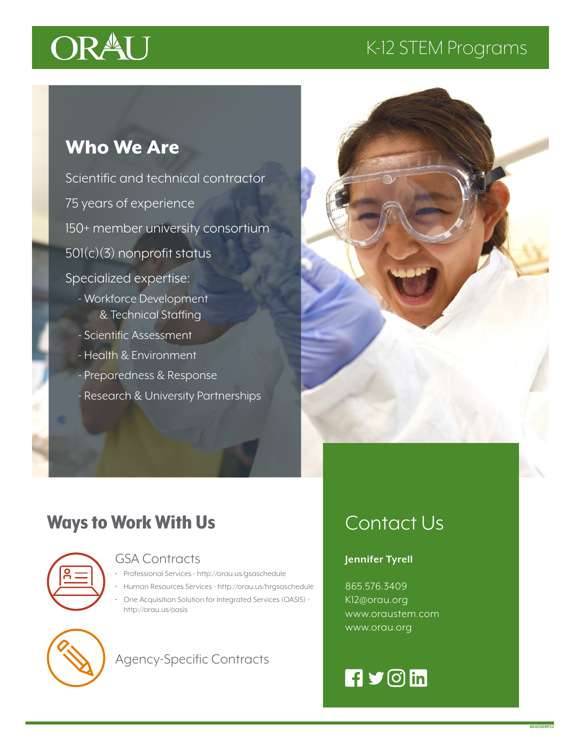ORAU

K-12 STEM Programs

## Who We Are

Scientific and technical contractor

75 years of experience

150+ member university consortium

501(c)(3) nonprofit status

Specialized expertise:

- Workforce Development & Technical Staffing
- Scientific Assessment
- Health & Environment
- Preparedness & Response
- Research & University Partnerships

## Ways to Work With Us

### GSA Contracts

- Professional Services - http://orau.us/gsaschedule
- Human Resources Services - http://orau.us/hrgsaschedule
- One Acquisition Solution for Integrated Services (OASIS) - http://orau.us/oasis

### Agency-Specific Contracts

## Contact Us

**Jennifer Tyrell**

865.576.3409
K12@orau.org
www.oraustem.com
www.orau.org

8640SERP22